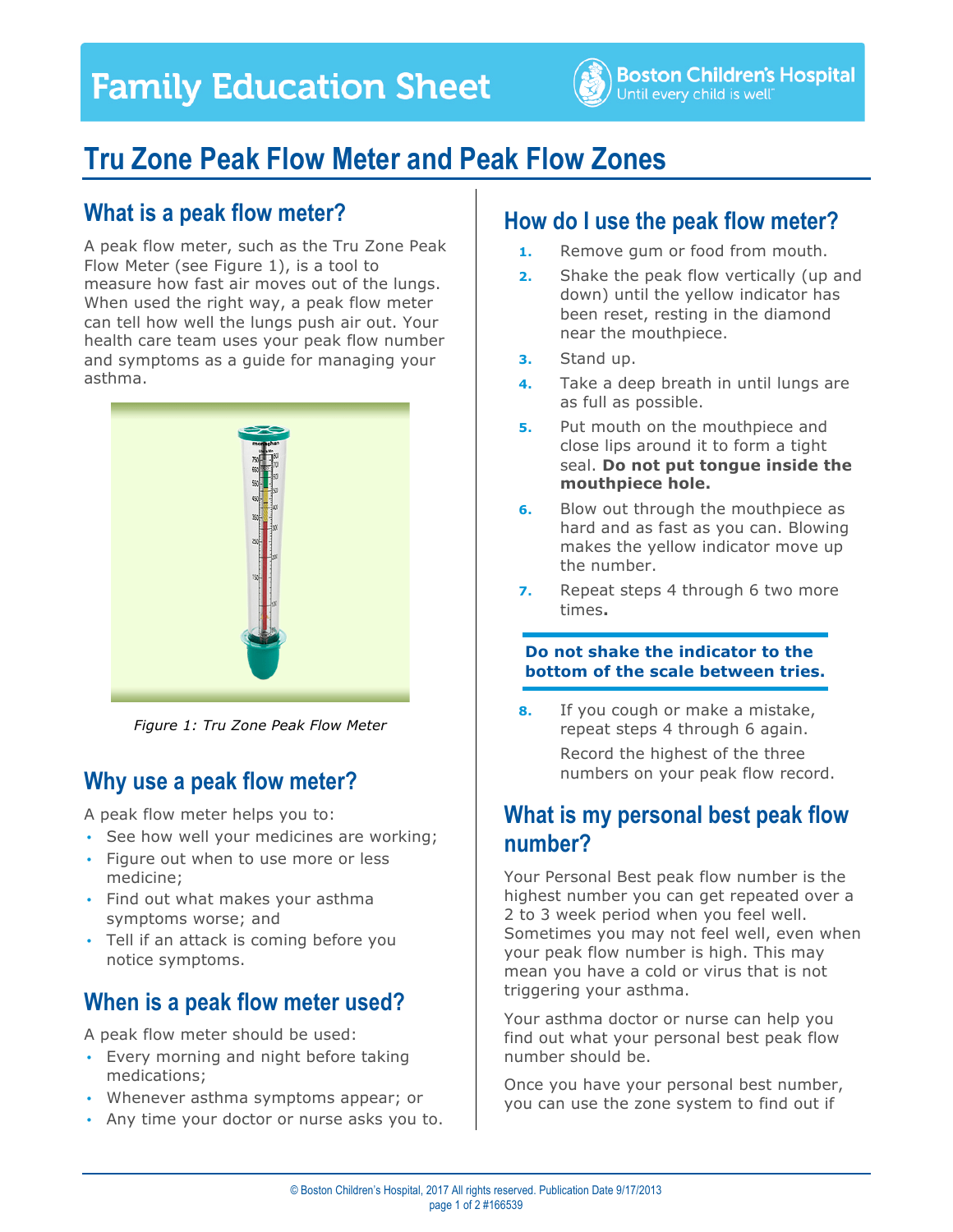# Family Education Sheet

Boston Children's Hospital
Until every child is well

# Tru Zone Peak Flow Meter and Peak Flow Zones

## What is a peak flow meter?

A peak flow meter, such as the Tru Zone Peak Flow Meter (see Figure 1), is a tool to measure how fast air moves out of the lungs. When used the right way, a peak flow meter can tell how well the lungs push air out. Your health care team uses your peak flow number and symptoms as a guide for managing your asthma.

*Figure 1: Tru Zone Peak Flow Meter*

## Why use a peak flow meter?

A peak flow meter helps you to:

- See how well your medicines are working;
- Figure out when to use more or less medicine;
- Find out what makes your asthma symptoms worse; and
- Tell if an attack is coming before you notice symptoms.

## When is a peak flow meter used?

A peak flow meter should be used:

- Every morning and night before taking medications;
- Whenever asthma symptoms appear; or
- Any time your doctor or nurse asks you to.

## How do I use the peak flow meter?

1. Remove gum or food from mouth.
2. Shake the peak flow vertically (up and down) until the yellow indicator has been reset, resting in the diamond near the mouthpiece.
3. Stand up.
4. Take a deep breath in until lungs are as full as possible.
5. Put mouth on the mouthpiece and close lips around it to form a tight seal. **Do not put tongue inside the mouthpiece hole.**
6. Blow out through the mouthpiece as hard and as fast as you can. Blowing makes the yellow indicator move up the number.
7. Repeat steps 4 through 6 two more times.

**Do not shake the indicator to the bottom of the scale between tries.**

8. If you cough or make a mistake, repeat steps 4 through 6 again.

   Record the highest of the three numbers on your peak flow record.

## What is my personal best peak flow number?

Your Personal Best peak flow number is the highest number you can get repeated over a 2 to 3 week period when you feel well. Sometimes you may not feel well, even when your peak flow number is high. This may mean you have a cold or virus that is not triggering your asthma.

Your asthma doctor or nurse can help you find out what your personal best peak flow number should be.

Once you have your personal best number, you can use the zone system to find out if

© Boston Children's Hospital, 2017 All rights reserved. Publication Date 9/17/2013
#166539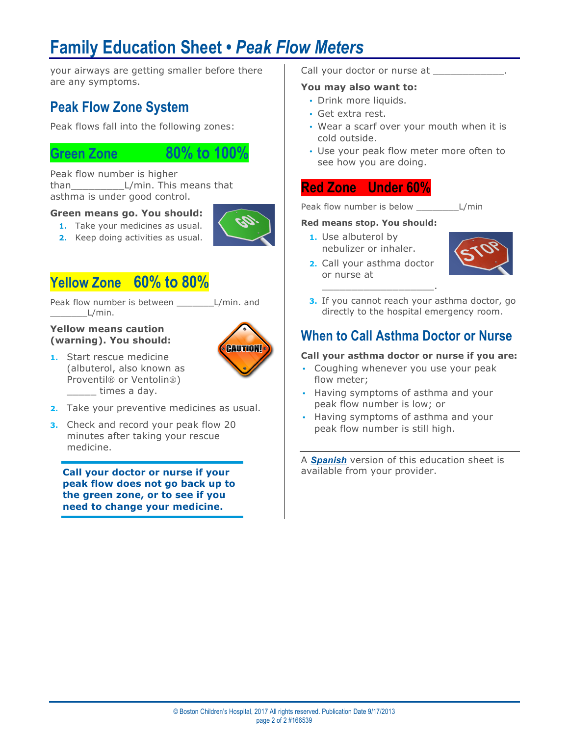your airways are getting smaller before there are any symptoms.

## Peak Flow Zone System

Peak flows fall into the following zones:

### Green Zone 80% to 100%

Peak flow number is higher than__________L/min. This means that asthma is under good control.

**Green means go. You should:**

1. Take your medicines as usual.
2. Keep doing activities as usual.

### Yellow Zone 60% to 80%

Peak flow number is between ________L/min. and ________L/min.

**Yellow means caution (warning). You should:**

1. Start rescue medicine (albuterol, also known as Proventil® or Ventolin®) ______ times a day.
2. Take your preventive medicines as usual.
3. Check and record your peak flow 20 minutes after taking your rescue medicine.

**Call your doctor or nurse if your peak flow does not go back up to the green zone, or to see if you need to change your medicine.**

Call your doctor or nurse at _____________.

**You may also want to:**

- Drink more liquids.
- Get extra rest.
- Wear a scarf over your mouth when it is cold outside.
- Use your peak flow meter more often to see how you are doing.

### Red Zone Under 60%

Peak flow number is below _________L/min

**Red means stop. You should:**

1. Use albuterol by nebulizer or inhaler.
2. Call your asthma doctor or nurse at _____________________.
3. If you cannot reach your asthma doctor, go directly to the hospital emergency room.

## When to Call Asthma Doctor or Nurse

**Call your asthma doctor or nurse if you are:**

- Coughing whenever you use your peak flow meter;
- Having symptoms of asthma and your peak flow number is low; or
- Having symptoms of asthma and your peak flow number is still high.

A ***Spanish*** version of this education sheet is available from your provider.

© Boston Children's Hospital, 2017 All rights reserved. Publication Date 9/17/2013 #166539